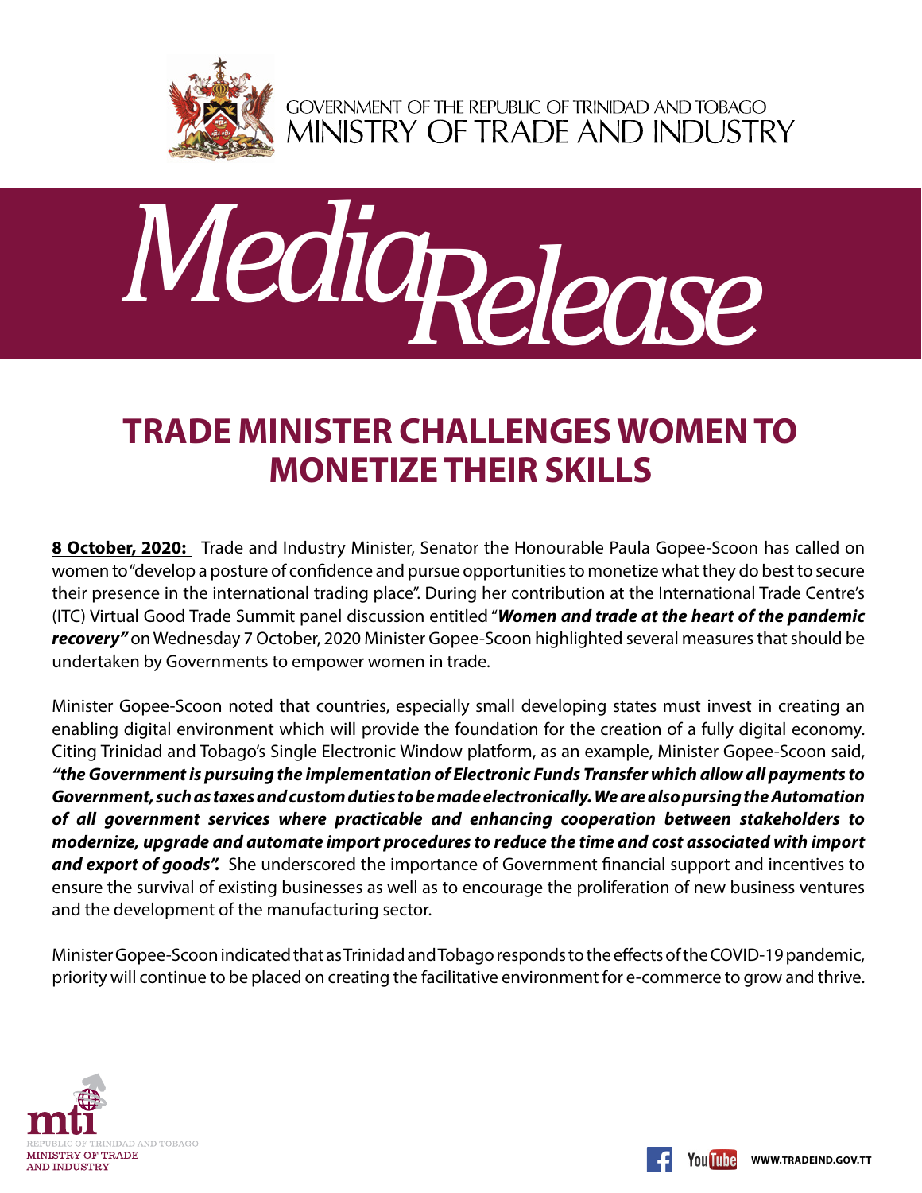GOVERNMENT OF THE REPUBLIC OF TRINIDAD AND TOBAGO
MINISTRY OF TRADE AND INDUSTRY

# Media Release

## TRADE MINISTER CHALLENGES WOMEN TO MONETIZE THEIR SKILLS

**8 October, 2020:** Trade and Industry Minister, Senator the Honourable Paula Gopee-Scoon has called on women to "develop a posture of confidence and pursue opportunities to monetize what they do best to secure their presence in the international trading place". During her contribution at the International Trade Centre's (ITC) Virtual Good Trade Summit panel discussion entitled "***Women and trade at the heart of the pandemic recovery"*** on Wednesday 7 October, 2020 Minister Gopee-Scoon highlighted several measures that should be undertaken by Governments to empower women in trade.

Minister Gopee-Scoon noted that countries, especially small developing states must invest in creating an enabling digital environment which will provide the foundation for the creation of a fully digital economy. Citing Trinidad and Tobago's Single Electronic Window platform, as an example, Minister Gopee-Scoon said, ***"the Government is pursuing the implementation of Electronic Funds Transfer which allow all payments to Government, such as taxes and custom duties to be made electronically. We are also pursing the Automation of all government services where practicable and enhancing cooperation between stakeholders to modernize, upgrade and automate import procedures to reduce the time and cost associated with import and export of goods".*** She underscored the importance of Government financial support and incentives to ensure the survival of existing businesses as well as to encourage the proliferation of new business ventures and the development of the manufacturing sector.

Minister Gopee-Scoon indicated that as Trinidad and Tobago responds to the effects of the COVID-19 pandemic, priority will continue to be placed on creating the facilitative environment for e-commerce to grow and thrive.

mti
REPUBLIC OF TRINIDAD AND TOBAGO
MINISTRY OF TRADE AND INDUSTRY

WWW.TRADEIND.GOV.TT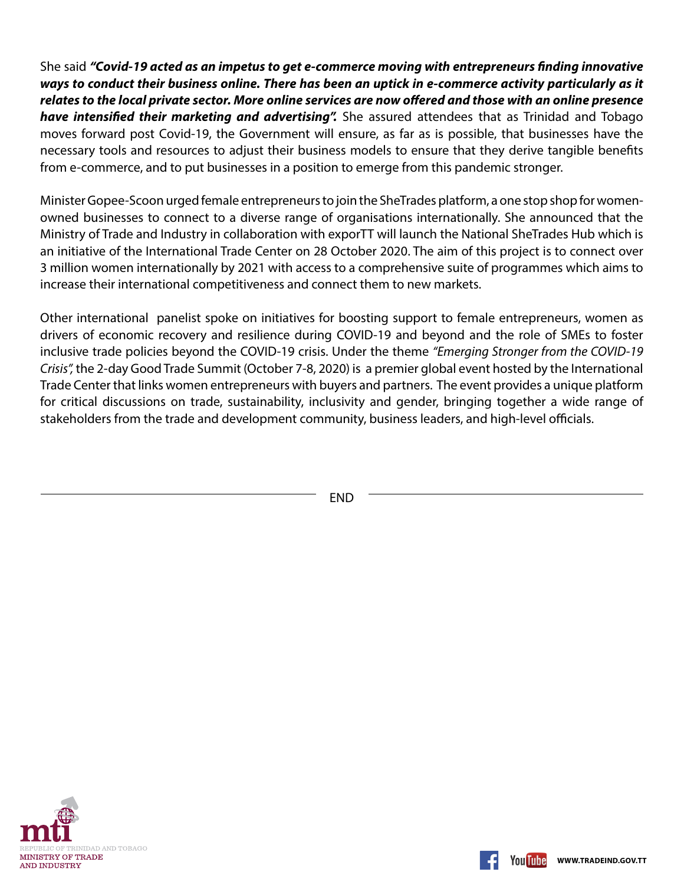She said ***"Covid-19 acted as an impetus to get e-commerce moving with entrepreneurs finding innovative ways to conduct their business online. There has been an uptick in e-commerce activity particularly as it relates to the local private sector. More online services are now offered and those with an online presence have intensified their marketing and advertising".*** She assured attendees that as Trinidad and Tobago moves forward post Covid-19, the Government will ensure, as far as is possible, that businesses have the necessary tools and resources to adjust their business models to ensure that they derive tangible benefits from e-commerce, and to put businesses in a position to emerge from this pandemic stronger.

Minister Gopee-Scoon urged female entrepreneurs to join the SheTrades platform, a one stop shop for women-owned businesses to connect to a diverse range of organisations internationally. She announced that the Ministry of Trade and Industry in collaboration with exporTT will launch the National SheTrades Hub which is an initiative of the International Trade Center on 28 October 2020. The aim of this project is to connect over 3 million women internationally by 2021 with access to a comprehensive suite of programmes which aims to increase their international competitiveness and connect them to new markets.

Other international panelist spoke on initiatives for boosting support to female entrepreneurs, women as drivers of economic recovery and resilience during COVID-19 and beyond and the role of SMEs to foster inclusive trade policies beyond the COVID-19 crisis. Under the theme *"Emerging Stronger from the COVID-19 Crisis",* the 2-day Good Trade Summit (October 7-8, 2020) is a premier global event hosted by the International Trade Center that links women entrepreneurs with buyers and partners. The event provides a unique platform for critical discussions on trade, sustainability, inclusivity and gender, bringing together a wide range of stakeholders from the trade and development community, business leaders, and high-level officials.

END

mti
REPUBLIC OF TRINIDAD AND TOBAGO
MINISTRY OF TRADE AND INDUSTRY

WWW.TRADEIND.GOV.TT